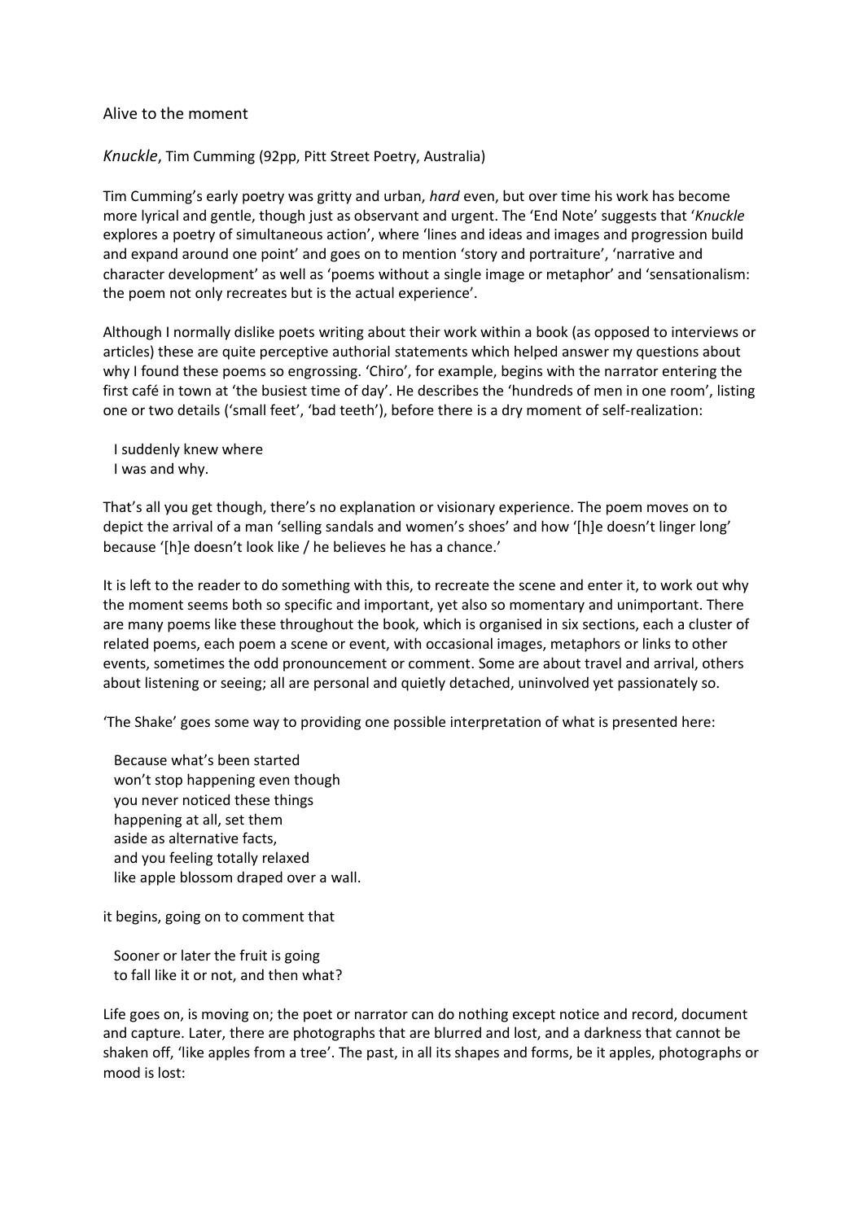Alive to the moment

*Knuckle*, Tim Cumming (92pp, Pitt Street Poetry, Australia)

Tim Cumming's early poetry was gritty and urban, *hard* even, but over time his work has become more lyrical and gentle, though just as observant and urgent. The 'End Note' suggests that '*Knuckle* explores a poetry of simultaneous action', where 'lines and ideas and images and progression build and expand around one point' and goes on to mention 'story and portraiture', 'narrative and character development' as well as 'poems without a single image or metaphor' and 'sensationalism: the poem not only recreates but is the actual experience'.

Although I normally dislike poets writing about their work within a book (as opposed to interviews or articles) these are quite perceptive authorial statements which helped answer my questions about why I found these poems so engrossing. 'Chiro', for example, begins with the narrator entering the first café in town at 'the busiest time of day'. He describes the 'hundreds of men in one room', listing one or two details ('small feet', 'bad teeth'), before there is a dry moment of self-realization:

> I suddenly knew where
> I was and why.

That's all you get though, there's no explanation or visionary experience. The poem moves on to depict the arrival of a man 'selling sandals and women's shoes' and how '[h]e doesn't linger long' because '[h]e doesn't look like / he believes he has a chance.'

It is left to the reader to do something with this, to recreate the scene and enter it, to work out why the moment seems both so specific and important, yet also so momentary and unimportant. There are many poems like these throughout the book, which is organised in six sections, each a cluster of related poems, each poem a scene or event, with occasional images, metaphors or links to other events, sometimes the odd pronouncement or comment. Some are about travel and arrival, others about listening or seeing; all are personal and quietly detached, uninvolved yet passionately so.

'The Shake' goes some way to providing one possible interpretation of what is presented here:

> Because what's been started
> won't stop happening even though
> you never noticed these things
> happening at all, set them
> aside as alternative facts,
> and you feeling totally relaxed
> like apple blossom draped over a wall.

it begins, going on to comment that

> Sooner or later the fruit is going
> to fall like it or not, and then what?

Life goes on, is moving on; the poet or narrator can do nothing except notice and record, document and capture. Later, there are photographs that are blurred and lost, and a darkness that cannot be shaken off, 'like apples from a tree'. The past, in all its shapes and forms, be it apples, photographs or mood is lost: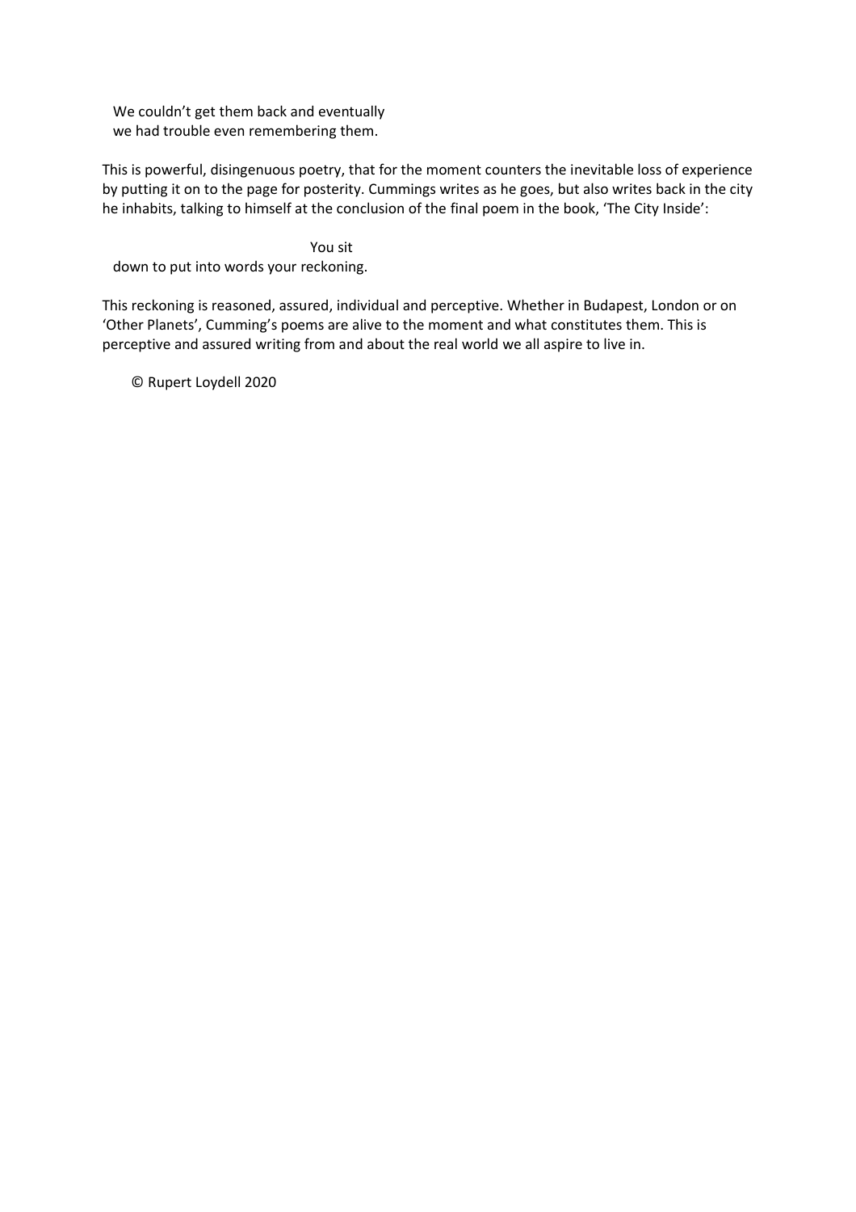We couldn't get them back and eventually
we had trouble even remembering them.

This is powerful, disingenuous poetry, that for the moment counters the inevitable loss of experience by putting it on to the page for posterity. Cummings writes as he goes, but also writes back in the city he inhabits, talking to himself at the conclusion of the final poem in the book, 'The City Inside':

                                        You sit
down to put into words your reckoning.

This reckoning is reasoned, assured, individual and perceptive. Whether in Budapest, London or on 'Other Planets', Cumming's poems are alive to the moment and what constitutes them. This is perceptive and assured writing from and about the real world we all aspire to live in.

© Rupert Loydell 2020